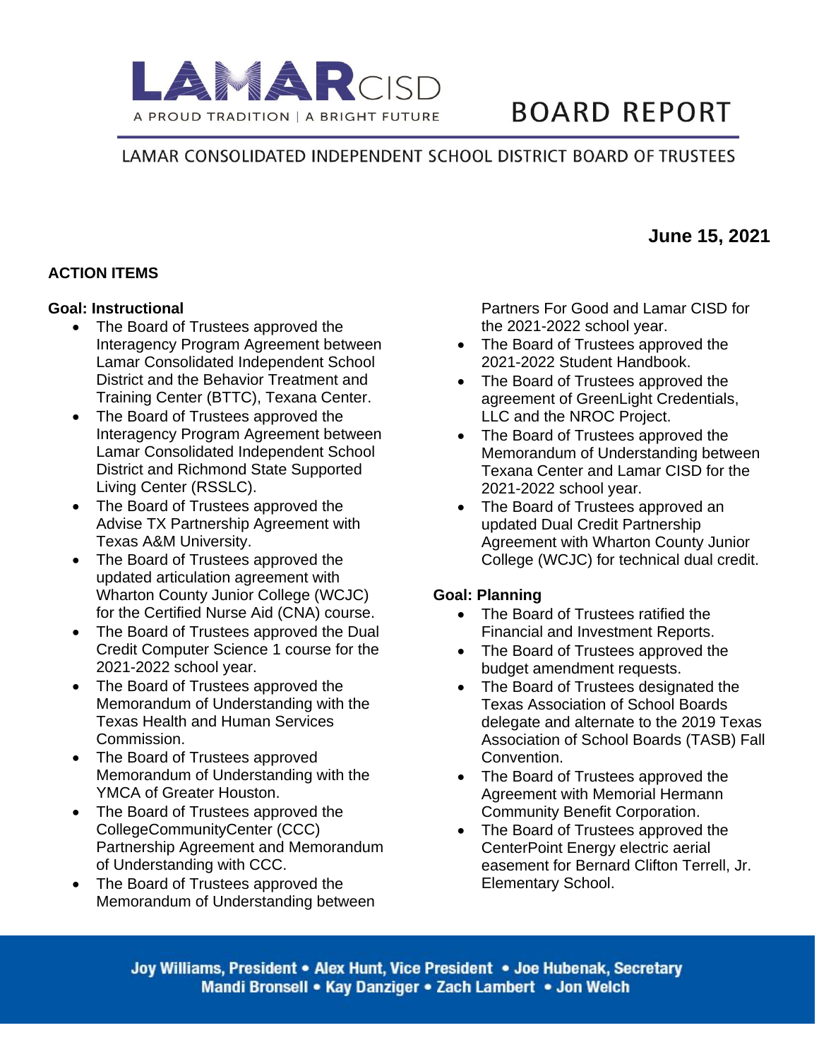# LAMAR CISD

A PROUD TRADITION | A BRIGHT FUTURE

# BOARD REPORT

LAMAR CONSOLIDATED INDEPENDENT SCHOOL DISTRICT BOARD OF TRUSTEES

**June 15, 2021**

## ACTION ITEMS

### Goal: Instructional

- The Board of Trustees approved the Interagency Program Agreement between Lamar Consolidated Independent School District and the Behavior Treatment and Training Center (BTTC), Texana Center.
- The Board of Trustees approved the Interagency Program Agreement between Lamar Consolidated Independent School District and Richmond State Supported Living Center (RSSLC).
- The Board of Trustees approved the Advise TX Partnership Agreement with Texas A&M University.
- The Board of Trustees approved the updated articulation agreement with Wharton County Junior College (WCJC) for the Certified Nurse Aid (CNA) course.
- The Board of Trustees approved the Dual Credit Computer Science 1 course for the 2021-2022 school year.
- The Board of Trustees approved the Memorandum of Understanding with the Texas Health and Human Services Commission.
- The Board of Trustees approved Memorandum of Understanding with the YMCA of Greater Houston.
- The Board of Trustees approved the CollegeCommunityCenter (CCC) Partnership Agreement and Memorandum of Understanding with CCC.
- The Board of Trustees approved the Memorandum of Understanding between Partners For Good and Lamar CISD for the 2021-2022 school year.
- The Board of Trustees approved the 2021-2022 Student Handbook.
- The Board of Trustees approved the agreement of GreenLight Credentials, LLC and the NROC Project.
- The Board of Trustees approved the Memorandum of Understanding between Texana Center and Lamar CISD for the 2021-2022 school year.
- The Board of Trustees approved an updated Dual Credit Partnership Agreement with Wharton County Junior College (WCJC) for technical dual credit.

### Goal: Planning

- The Board of Trustees ratified the Financial and Investment Reports.
- The Board of Trustees approved the budget amendment requests.
- The Board of Trustees designated the Texas Association of School Boards delegate and alternate to the 2019 Texas Association of School Boards (TASB) Fall Convention.
- The Board of Trustees approved the Agreement with Memorial Hermann Community Benefit Corporation.
- The Board of Trustees approved the CenterPoint Energy electric aerial easement for Bernard Clifton Terrell, Jr. Elementary School.

Joy Williams, President • Alex Hunt, Vice President • Joe Hubenak, Secretary
Mandi Bronsell • Kay Danziger • Zach Lambert • Jon Welch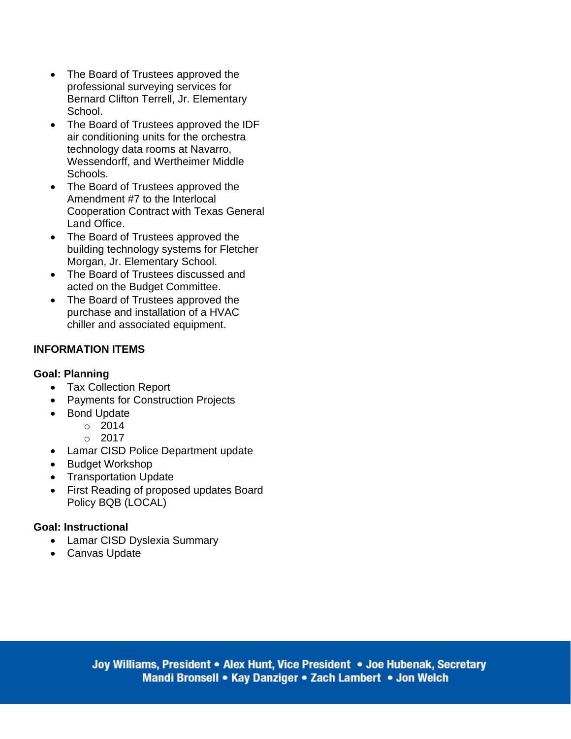- The Board of Trustees approved the professional surveying services for Bernard Clifton Terrell, Jr. Elementary School.
- The Board of Trustees approved the IDF air conditioning units for the orchestra technology data rooms at Navarro, Wessendorff, and Wertheimer Middle Schools.
- The Board of Trustees approved the Amendment #7 to the Interlocal Cooperation Contract with Texas General Land Office.
- The Board of Trustees approved the building technology systems for Fletcher Morgan, Jr. Elementary School.
- The Board of Trustees discussed and acted on the Budget Committee.
- The Board of Trustees approved the purchase and installation of a HVAC chiller and associated equipment.

**INFORMATION ITEMS**

**Goal: Planning**

- Tax Collection Report
- Payments for Construction Projects
- Bond Update
  - 2014
  - 2017
- Lamar CISD Police Department update
- Budget Workshop
- Transportation Update
- First Reading of proposed updates Board Policy BQB (LOCAL)

**Goal: Instructional**

- Lamar CISD Dyslexia Summary
- Canvas Update

Joy Williams, President • Alex Hunt, Vice President • Joe Hubenak, Secretary
Mandi Bronsell • Kay Danziger • Zach Lambert • Jon Welch